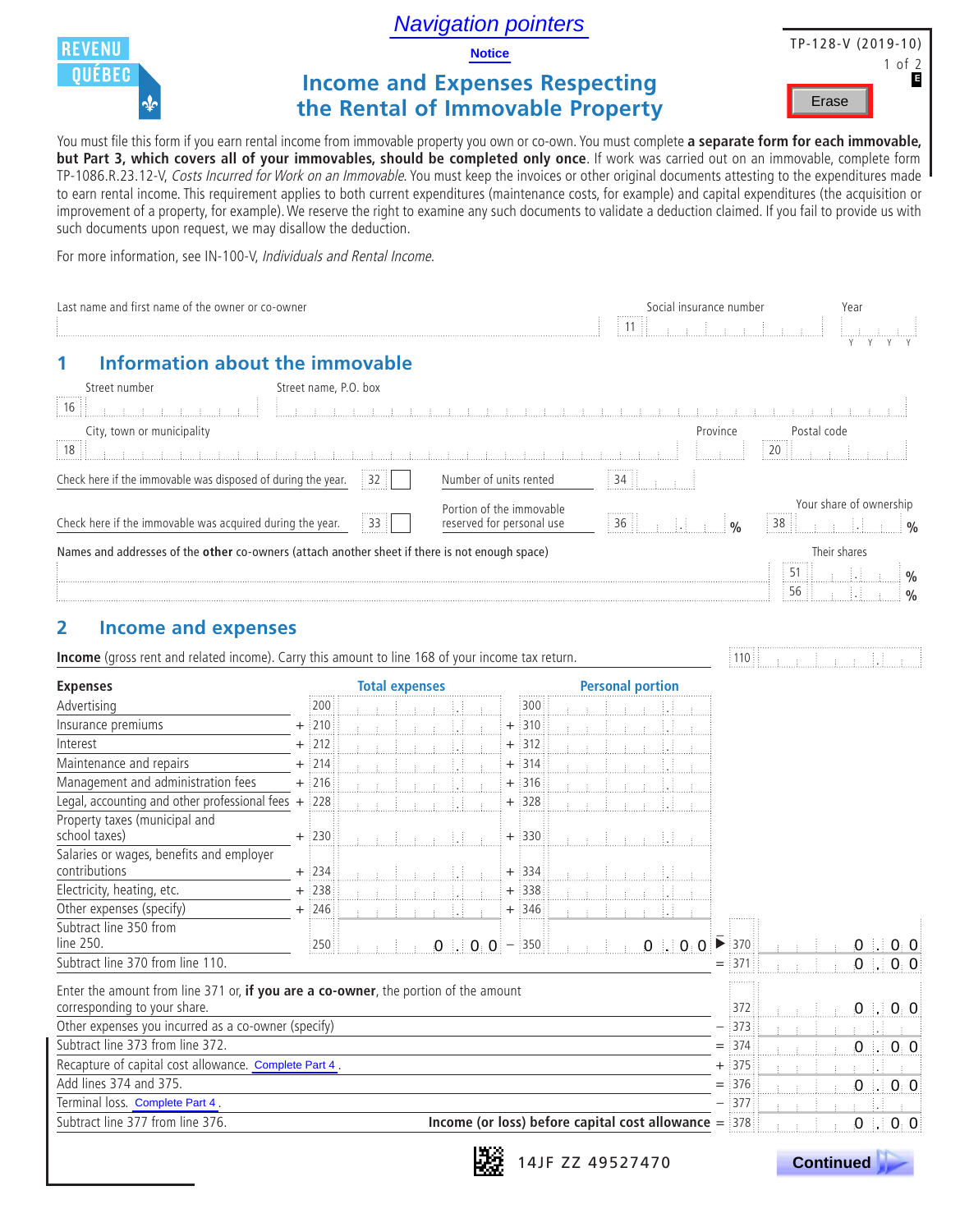Navigation pointers

Notice

TP-128-V (2019-10)

# Income and Expenses Respecting the Rental of Immovable Property

Erase

You must file this form if you earn rental income from immovable property you own or co-own. You must complete **a separate form for each immovable, but Part 3, which covers all of your immovables, should be completed only once**. If work was carried out on an immovable, complete form TP-1086.R.23.12-V, *Costs Incurred for Work on an Immovable*. You must keep the invoices or other original documents attesting to the expenditures made to earn rental income. This requirement applies to both current expenditures (maintenance costs, for example) and capital expenditures (the acquisition or improvement of a property, for example). We reserve the right to examine any such documents to validate a deduction claimed. If you fail to provide us with such documents upon request, we may disallow the deduction.

For more information, see IN-100-V, *Individuals and Rental Income*.

Last name and first name of the owner or co-owner | Social insurance number 11 | Year (Y Y Y Y)

## 1 Information about the immovable

16 Street number | Street name, P.O. box

18 City, town or municipality | Province | 20 Postal code

Check here if the immovable was disposed of during the year. 32 ☐

Number of units rented 34

Check here if the immovable was acquired during the year. 33 ☐

Portion of the immovable reserved for personal use 36 . %

Your share of ownership 38 . %

Names and addresses of the **other** co-owners (attach another sheet if there is not enough space)

Their shares: 51 . % | 56 . %

## 2 Income and expenses

**Income** (gross rent and related income). Carry this amount to line 168 of your income tax return. 110

| Expenses | | Total expenses | | Personal portion | | |
|---|---|---|---|---|---|---|
| Advertising | 200 | | 300 | | | |
| Insurance premiums | + 210 | | + 310 | | | |
| Interest | + 212 | | + 312 | | | |
| Maintenance and repairs | + 214 | | + 314 | | | |
| Management and administration fees | + 216 | | + 316 | | | |
| Legal, accounting and other professional fees | + 228 | | + 328 | | | |
| Property taxes (municipal and school taxes) | + 230 | | + 330 | | | |
| Salaries or wages, benefits and employer contributions | + 234 | | + 334 | | | |
| Electricity, heating, etc. | + 238 | | + 338 | | | |
| Other expenses (specify) | + 246 | | + 346 | | | |
| Subtract line 350 from line 250. | 250 | 0.00 | − 350 | 0.00 | ▶ 370 | 0.00 |
| Subtract line 370 from line 110. | | | | | = 371 | 0.00 |

| | | |
|---|---|---|
| Enter the amount from line 371 or, **if you are a co-owner**, the portion of the amount corresponding to your share. | 372 | 0.00 |
| Other expenses you incurred as a co-owner (specify) | − 373 | |
| Subtract line 373 from line 372. | = 374 | 0.00 |
| Recapture of capital cost allowance. Complete Part 4. | + 375 | |
| Add lines 374 and 375. | = 376 | 0.00 |
| Terminal loss. Complete Part 4. | − 377 | |
| Subtract line 377 from line 376. **Income (or loss) before capital cost allowance** | = 378 | 0.00 |

14JF ZZ 49527470

Continued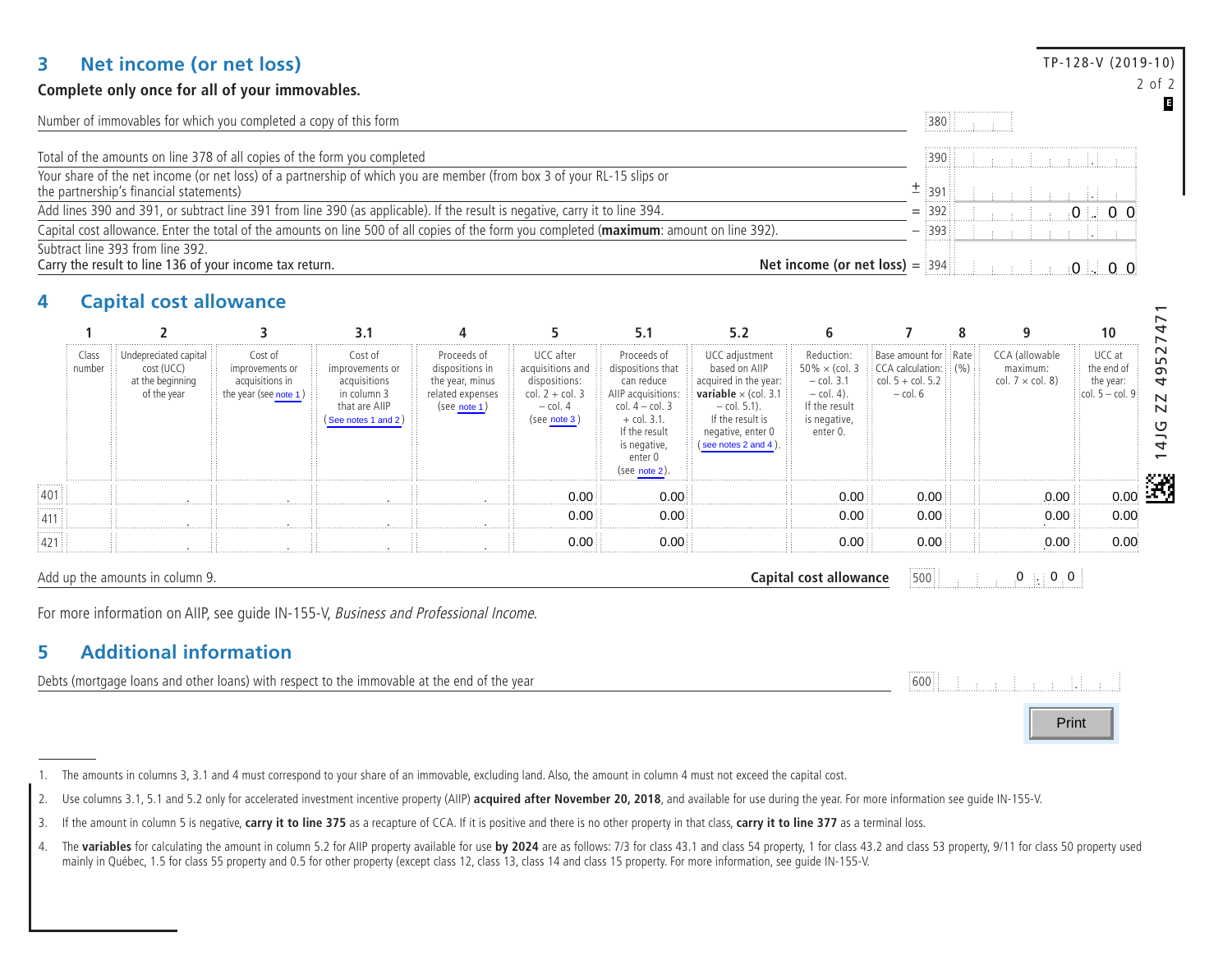## 3 Net income (or net loss)

**Complete only once for all of your immovables.**

| | | | |
|---|---|---|---|
| Number of immovables for which you completed a copy of this form | | 380 | |
| Total of the amounts on line 378 of all copies of the form you completed | | 390 | |
| Your share of the net income (or net loss) of a partnership of which you are member (from box 3 of your RL-15 slips or the partnership's financial statements) | ± | 391 | |
| Add lines 390 and 391, or subtract line 391 from line 390 (as applicable). If the result is negative, carry it to line 394. | = | 392 | 0.00 |
| Capital cost allowance. Enter the total of the amounts on line 500 of all copies of the form you completed (**maximum**: amount on line 392). | − | 393 | |
| Subtract line 393 from line 392. Carry the result to line 136 of your income tax return. **Net income (or net loss)** | = | 394 | 0.00 |

## 4 Capital cost allowance

| | 1 | 2 | 3 | 3.1 | 4 | 5 | 5.1 | 5.2 | 6 | 7 | 8 | 9 | 10 |
|---|---|---|---|---|---|---|---|---|---|---|---|---|---|
| | Class number | Undepreciated capital cost (UCC) at the beginning of the year | Cost of improvements or acquisitions in the year (see note 1) | Cost of improvements or acquisitions in column 3 that are AIIP (See notes 1 and 2) | Proceeds of dispositions in the year, minus related expenses (see note 1) | UCC after acquisitions and dispositions: col. 2 + col. 3 − col. 4 (see note 3) | Proceeds of dispositions that can reduce AIIP acquisitions: col. 4 − col. 3 + col. 3.1. If the result is negative, enter 0 (see note 2). | UCC adjustment based on AIIP acquired in the year: **variable** × (col. 3.1 − col. 5.1). If the result is negative, enter 0 (see notes 2 and 4). | Reduction: 50% × (col. 3 − col. 3.1 − col. 4). If the result is negative, enter 0. | Base amount for CCA calculation: col. 5 + col. 5.2 − col. 6 | Rate (%) | CCA (allowable maximum: col. 7 × col. 8) | UCC at the end of the year: col. 5 − col. 9 |
| 401 | | | | | | 0.00 | 0.00 | | 0.00 | 0.00 | | 0.00 | 0.00 |
| 411 | | | | | | 0.00 | 0.00 | | 0.00 | 0.00 | | 0.00 | 0.00 |
| 421 | | | | | | 0.00 | 0.00 | | 0.00 | 0.00 | | 0.00 | 0.00 |

Add up the amounts in column 9. **Capital cost allowance** 500 0.00

For more information on AIIP, see guide IN-155-V, *Business and Professional Income*.

## 5 Additional information

Debts (mortgage loans and other loans) with respect to the immovable at the end of the year 600

---

1. The amounts in columns 3, 3.1 and 4 must correspond to your share of an immovable, excluding land. Also, the amount in column 4 must not exceed the capital cost.
2. Use columns 3.1, 5.1 and 5.2 only for accelerated investment incentive property (AIIP) **acquired after November 20, 2018**, and available for use during the year. For more information see guide IN-155-V.
3. If the amount in column 5 is negative, **carry it to line 375** as a recapture of CCA. If it is positive and there is no other property in that class, **carry it to line 377** as a terminal loss.
4. The **variables** for calculating the amount in column 5.2 for AIIP property available for use **by 2024** are as follows: 7/3 for class 43.1 and class 54 property, 1 for class 43.2 and class 53 property, 9/11 for class 50 property used mainly in Québec, 1.5 for class 55 property and 0.5 for other property (except class 12, class 13, class 14 and class 15 property. For more information, see guide IN-155-V.